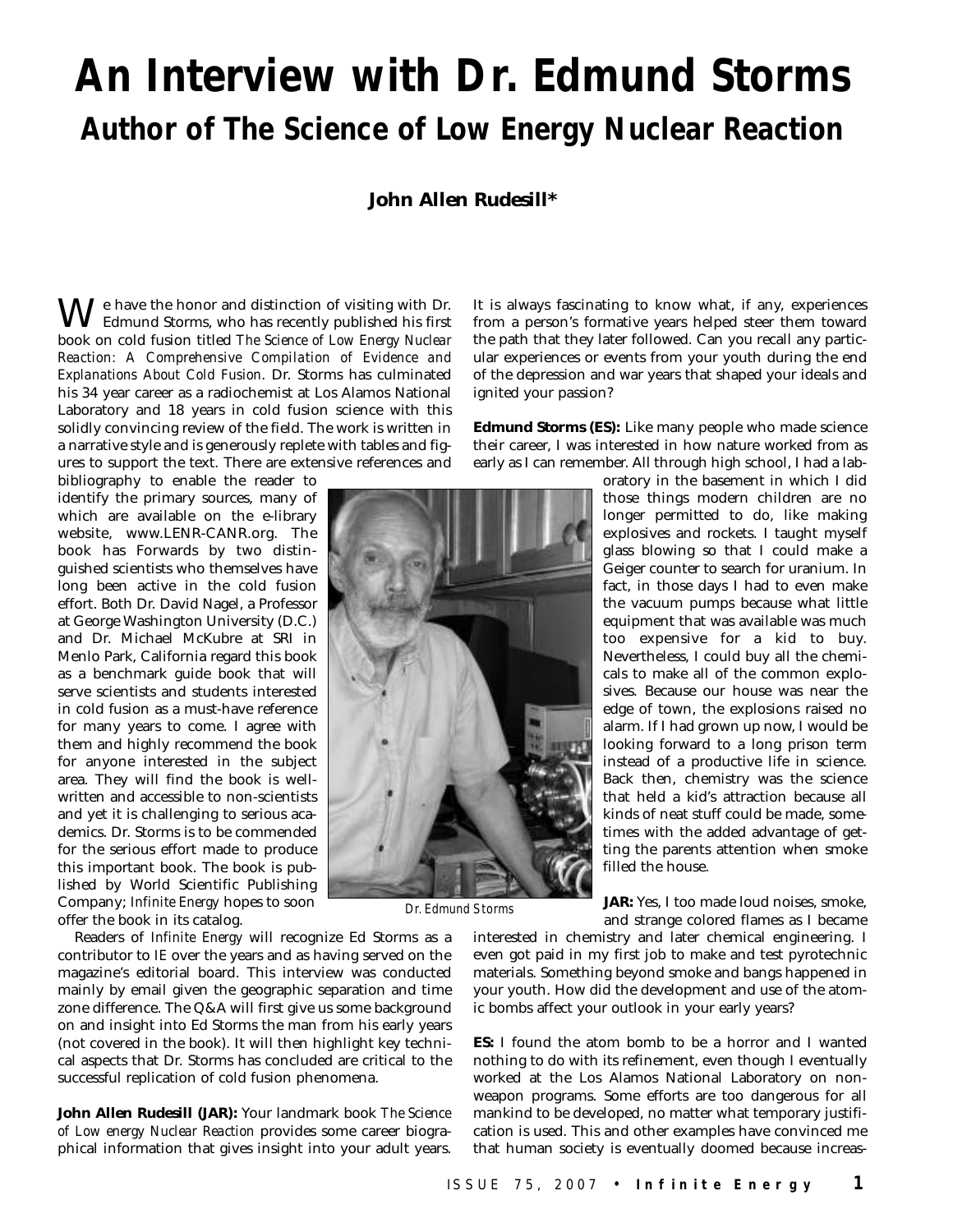# An Interview with Dr. Edmund Storms

## Author of The Science of Low Energy Nuclear Reaction

**John Allen Rudesill***

We have the honor and distinction of visiting with Dr. Edmund Storms, who has recently published his first book on cold fusion titled *The Science of Low Energy Nuclear Reaction: A Comprehensive Compilation of Evidence and Explanations About Cold Fusion*. Dr. Storms has culminated his 34 year career as a radiochemist at Los Alamos National Laboratory and 18 years in cold fusion science with this solidly convincing review of the field. The work is written in a narrative style and is generously replete with tables and figures to support the text. There are extensive references and bibliography to enable the reader to identify the primary sources, many of which are available on the e-library website, www.LENR-CANR.org. The book has Forwards by two distinguished scientists who themselves have long been active in the cold fusion effort. Both Dr. David Nagel, a Professor at George Washington University (D.C.) and Dr. Michael McKubre at SRI in Menlo Park, California regard this book as a benchmark guide book that will serve scientists and students interested in cold fusion as a must-have reference for many years to come. I agree with them and highly recommend the book for anyone interested in the subject area. They will find the book is well-written and accessible to non-scientists and yet it is challenging to serious academics. Dr. Storms is to be commended for the serious effort made to produce this important book. The book is published by World Scientific Publishing Company; *Infinite Energy* hopes to soon offer the book in its catalog.

Readers of *Infinite Energy* will recognize Ed Storms as a contributor to *IE* over the years and as having served on the magazine's editorial board. This interview was conducted mainly by email given the geographic separation and time zone difference. The Q&A will first give us some background on and insight into Ed Storms the man from his early years (not covered in the book). It will then highlight key technical aspects that Dr. Storms has concluded are critical to the successful replication of cold fusion phenomena.

**John Allen Rudesill (JAR):** Your landmark book *The Science of Low energy Nuclear Reaction* provides some career biographical information that gives insight into your adult years. It is always fascinating to know what, if any, experiences from a person's formative years helped steer them toward the path that they later followed. Can you recall any particular experiences or events from your youth during the end of the depression and war years that shaped your ideals and ignited your passion?

**Edmund Storms (ES):** Like many people who made science their career, I was interested in how nature worked from as early as I can remember. All through high school, I had a laboratory in the basement in which I did those things modern children are no longer permitted to do, like making explosives and rockets. I taught myself glass blowing so that I could make a Geiger counter to search for uranium. In fact, in those days I had to even make the vacuum pumps because what little equipment that was available was much too expensive for a kid to buy. Nevertheless, I could buy all the chemicals to make all of the common explosives. Because our house was near the edge of town, the explosions raised no alarm. If I had grown up now, I would be looking forward to a long prison term instead of a productive life in science. Back then, chemistry was the science that held a kid's attraction because all kinds of neat stuff could be made, sometimes with the added advantage of getting the parents attention when smoke filled the house.

*Dr. Edmund Storms*

**JAR:** Yes, I too made loud noises, smoke, and strange colored flames as I became interested in chemistry and later chemical engineering. I even got paid in my first job to make and test pyrotechnic materials. Something beyond smoke and bangs happened in your youth. How did the development and use of the atomic bombs affect your outlook in your early years?

**ES:** I found the atom bomb to be a horror and I wanted nothing to do with its refinement, even though I eventually worked at the Los Alamos National Laboratory on non-weapon programs. Some efforts are too dangerous for all mankind to be developed, no matter what temporary justification is used. This and other examples have convinced me that human society is eventually doomed because increas-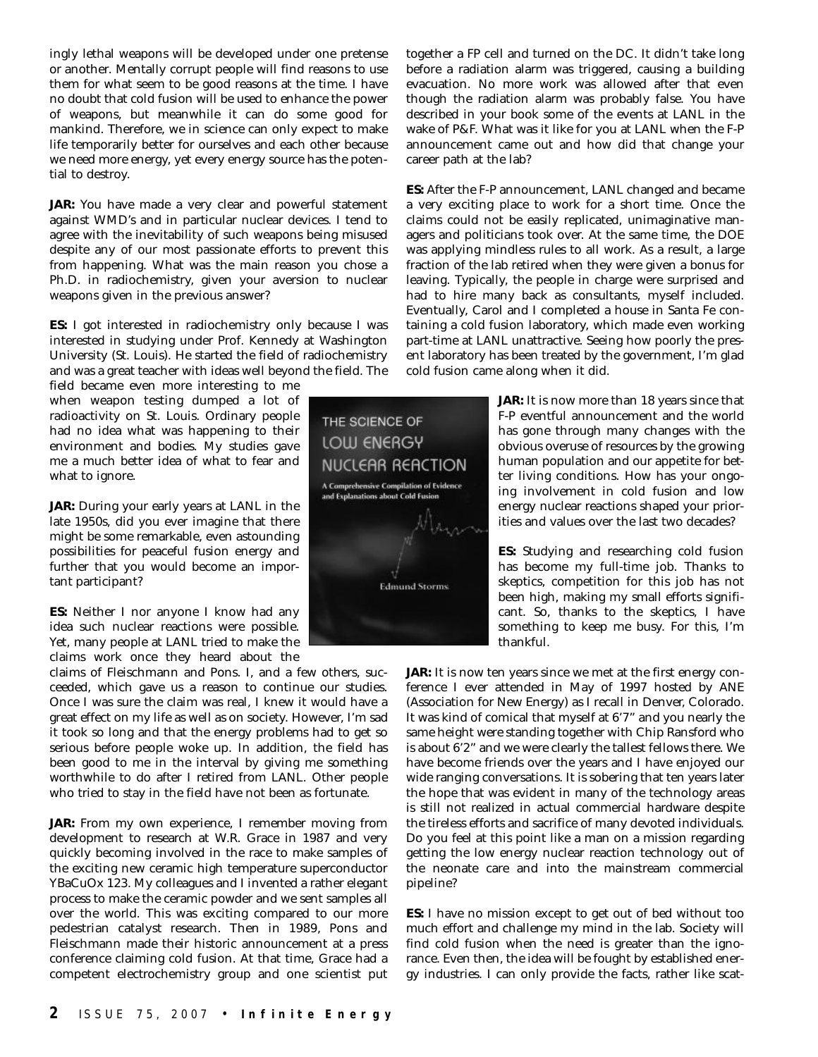ingly lethal weapons will be developed under one pretense or another. Mentally corrupt people will find reasons to use them for what seem to be good reasons at the time. I have no doubt that cold fusion will be used to enhance the power of weapons, but meanwhile it can do some good for mankind. Therefore, we in science can only expect to make life temporarily better for ourselves and each other because we need more energy, yet every energy source has the potential to destroy.

**JAR:** You have made a very clear and powerful statement against WMD's and in particular nuclear devices. I tend to agree with the inevitability of such weapons being misused despite any of our most passionate efforts to prevent this from happening. What was the main reason you chose a Ph.D. in radiochemistry, given your aversion to nuclear weapons given in the previous answer?

**ES:** I got interested in radiochemistry only because I was interested in studying under Prof. Kennedy at Washington University (St. Louis). He started the field of radiochemistry and was a great teacher with ideas well beyond the field. The field became even more interesting to me when weapon testing dumped a lot of radioactivity on St. Louis. Ordinary people had no idea what was happening to their environment and bodies. My studies gave me a much better idea of what to fear and what to ignore.

**JAR:** During your early years at LANL in the late 1950s, did you ever imagine that there might be some remarkable, even astounding possibilities for peaceful fusion energy and further that you would become an important participant?

**ES:** Neither I nor anyone I know had any idea such nuclear reactions were possible. Yet, many people at LANL tried to make the claims work once they heard about the claims of Fleischmann and Pons. I, and a few others, succeeded, which gave us a reason to continue our studies. Once I was sure the claim was real, I knew it would have a great effect on my life as well as on society. However, I'm sad it took so long and that the energy problems had to get so serious before people woke up. In addition, the field has been good to me in the interval by giving me something worthwhile to do after I retired from LANL. Other people who tried to stay in the field have not been as fortunate.

**JAR:** From my own experience, I remember moving from development to research at W.R. Grace in 1987 and very quickly becoming involved in the race to make samples of the exciting new ceramic high temperature superconductor YBaCuOx 123. My colleagues and I invented a rather elegant process to make the ceramic powder and we sent samples all over the world. This was exciting compared to our more pedestrian catalyst research. Then in 1989, Pons and Fleischmann made their historic announcement at a press conference claiming cold fusion. At that time, Grace had a competent electrochemistry group and one scientist put together a FP cell and turned on the DC. It didn't take long before a radiation alarm was triggered, causing a building evacuation. No more work was allowed after that even though the radiation alarm was probably false. You have described in your book some of the events at LANL in the wake of P&F. What was it like for you at LANL when the F-P announcement came out and how did that change your career path at the lab?

**ES:** After the F-P announcement, LANL changed and became a very exciting place to work for a short time. Once the claims could not be easily replicated, unimaginative managers and politicians took over. At the same time, the DOE was applying mindless rules to all work. As a result, a large fraction of the lab retired when they were given a bonus for leaving. Typically, the people in charge were surprised and had to hire many back as consultants, myself included. Eventually, Carol and I completed a house in Santa Fe containing a cold fusion laboratory, which made even working part-time at LANL unattractive. Seeing how poorly the present laboratory has been treated by the government, I'm glad cold fusion came along when it did.

THE SCIENCE OF LOW ENERGY NUCLEAR REACTION

A Comprehensive Compilation of Evidence and Explanations about Cold Fusion

Edmund Storms

**JAR:** It is now more than 18 years since that F-P eventful announcement and the world has gone through many changes with the obvious overuse of resources by the growing human population and our appetite for better living conditions. How has your ongoing involvement in cold fusion and low energy nuclear reactions shaped your priorities and values over the last two decades?

**ES:** Studying and researching cold fusion has become my full-time job. Thanks to skeptics, competition for this job has not been high, making my small efforts significant. So, thanks to the skeptics, I have something to keep me busy. For this, I'm thankful.

**JAR:** It is now ten years since we met at the first energy conference I ever attended in May of 1997 hosted by ANE (Association for New Energy) as I recall in Denver, Colorado. It was kind of comical that myself at 6'7" and you nearly the same height were standing together with Chip Ransford who is about 6'2" and we were clearly the tallest fellows there. We have become friends over the years and I have enjoyed our wide ranging conversations. It is sobering that ten years later the hope that was evident in many of the technology areas is still not realized in actual commercial hardware despite the tireless efforts and sacrifice of many devoted individuals. Do you feel at this point like a man on a mission regarding getting the low energy nuclear reaction technology out of the neonate care and into the mainstream commercial pipeline?

**ES:** I have no mission except to get out of bed without too much effort and challenge my mind in the lab. Society will find cold fusion when the need is greater than the ignorance. Even then, the idea will be fought by established energy industries. I can only provide the facts, rather like scat-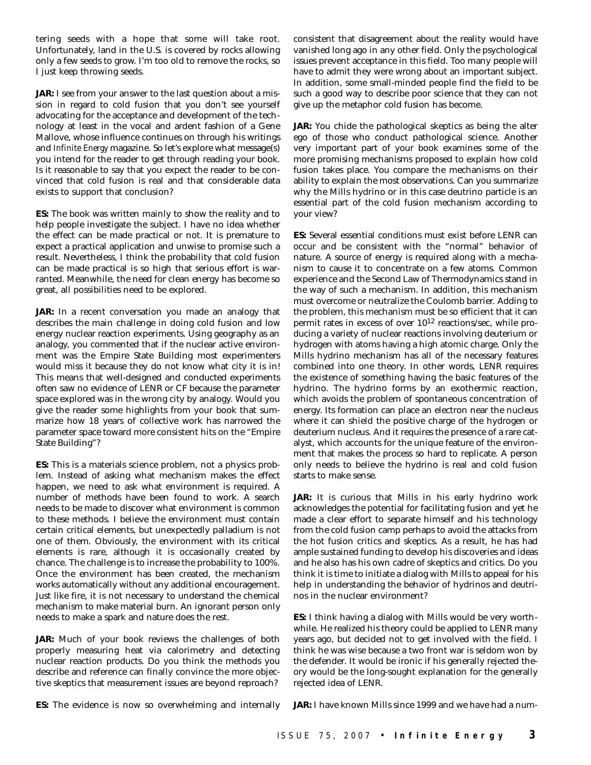tering seeds with a hope that some will take root. Unfortunately, land in the U.S. is covered by rocks allowing only a few seeds to grow. I'm too old to remove the rocks, so I just keep throwing seeds.

**JAR:** I see from your answer to the last question about a mission in regard to cold fusion that you don't see yourself advocating for the acceptance and development of the technology at least in the vocal and ardent fashion of a Gene Mallove, whose influence continues on through his writings and *Infinite Energy* magazine. So let's explore what message(s) you intend for the reader to get through reading your book. Is it reasonable to say that you expect the reader to be convinced that cold fusion is real and that considerable data exists to support that conclusion?

**ES:** The book was written mainly to show the reality and to help people investigate the subject. I have no idea whether the effect can be made practical or not. It is premature to expect a practical application and unwise to promise such a result. Nevertheless, I think the probability that cold fusion can be made practical is so high that serious effort is warranted. Meanwhile, the need for clean energy has become so great, all possibilities need to be explored.

**JAR:** In a recent conversation you made an analogy that describes the main challenge in doing cold fusion and low energy nuclear reaction experiments. Using geography as an analogy, you commented that if the nuclear active environment was the Empire State Building most experimenters would miss it because they do not know what city it is in! This means that well-designed and conducted experiments often saw no evidence of LENR or CF because the parameter space explored was in the wrong city by analogy. Would you give the reader some highlights from your book that summarize how 18 years of collective work has narrowed the parameter space toward more consistent hits on the "Empire State Building"?

**ES:** This is a materials science problem, not a physics problem. Instead of asking what mechanism makes the effect happen, we need to ask what environment is required. A number of methods have been found to work. A search needs to be made to discover what environment is common to these methods. I believe the environment must contain certain critical elements, but unexpectedly palladium is not one of them. Obviously, the environment with its critical elements is rare, although it is occasionally created by chance. The challenge is to increase the probability to 100%. Once the environment has been created, the mechanism works automatically without any additional encouragement. Just like fire, it is not necessary to understand the chemical mechanism to make material burn. An ignorant person only needs to make a spark and nature does the rest.

**JAR:** Much of your book reviews the challenges of both properly measuring heat via calorimetry and detecting nuclear reaction products. Do you think the methods you describe and reference can finally convince the more objective skeptics that measurement issues are beyond reproach?

**ES:** The evidence is now so overwhelming and internally consistent that disagreement about the reality would have vanished long ago in any other field. Only the psychological issues prevent acceptance in this field. Too many people will have to admit they were wrong about an important subject. In addition, some small-minded people find the field to be such a good way to describe poor science that they can not give up the metaphor cold fusion has become.

**JAR:** You chide the pathological skeptics as being the alter ego of those who conduct pathological science. Another very important part of your book examines some of the more promising mechanisms proposed to explain how cold fusion takes place. You compare the mechanisms on their ability to explain the most observations. Can you summarize why the Mills hydrino or in this case deutrino particle is an essential part of the cold fusion mechanism according to your view?

**ES:** Several essential conditions must exist before LENR can occur and be consistent with the "normal" behavior of nature. A source of energy is required along with a mechanism to cause it to concentrate on a few atoms. Common experience and the Second Law of Thermodynamics stand in the way of such a mechanism. In addition, this mechanism must overcome or neutralize the Coulomb barrier. Adding to the problem, this mechanism must be so efficient that it can permit rates in excess of over $10^{12}$ reactions/sec, while producing a variety of nuclear reactions involving deuterium or hydrogen with atoms having a high atomic charge. Only the Mills hydrino mechanism has all of the necessary features combined into one theory. In other words, LENR requires the existence of something having the basic features of the hydrino. The hydrino forms by an exothermic reaction, which avoids the problem of spontaneous concentration of energy. Its formation can place an electron near the nucleus where it can shield the positive charge of the hydrogen or deuterium nucleus. And it requires the presence of a rare catalyst, which accounts for the unique feature of the environment that makes the process so hard to replicate. A person only needs to believe the hydrino is real and cold fusion starts to make sense.

**JAR:** It is curious that Mills in his early hydrino work acknowledges the potential for facilitating fusion and yet he made a clear effort to separate himself and his technology from the cold fusion camp perhaps to avoid the attacks from the hot fusion critics and skeptics. As a result, he has had ample sustained funding to develop his discoveries and ideas and he also has his own cadre of skeptics and critics. Do you think it is time to initiate a dialog with Mills to appeal for his help in understanding the behavior of hydrinos and deutrinos in the nuclear environment?

**ES:** I think having a dialog with Mills would be very worthwhile. He realized his theory could be applied to LENR many years ago, but decided not to get involved with the field. I think he was wise because a two front war is seldom won by the defender. It would be ironic if his generally rejected theory would be the long-sought explanation for the generally rejected idea of LENR.

**JAR:** I have known Mills since 1999 and we have had a num-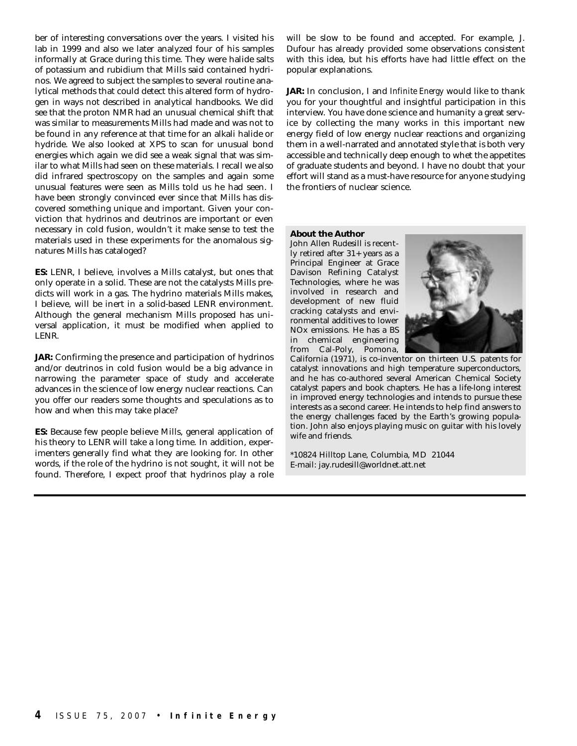ber of interesting conversations over the years. I visited his lab in 1999 and also we later analyzed four of his samples informally at Grace during this time. They were halide salts of potassium and rubidium that Mills said contained hydrinos. We agreed to subject the samples to several routine analytical methods that could detect this altered form of hydrogen in ways not described in analytical handbooks. We did see that the proton NMR had an unusual chemical shift that was similar to measurements Mills had made and was not to be found in any reference at that time for an alkali halide or hydride. We also looked at XPS to scan for unusual bond energies which again we did see a weak signal that was similar to what Mills had seen on these materials. I recall we also did infrared spectroscopy on the samples and again some unusual features were seen as Mills told us he had seen. I have been strongly convinced ever since that Mills has discovered something unique and important. Given your conviction that hydrinos and deutrinos are important or even necessary in cold fusion, wouldn't it make sense to test the materials used in these experiments for the anomalous signatures Mills has cataloged?

**ES:** LENR, I believe, involves a Mills catalyst, but ones that only operate in a solid. These are not the catalysts Mills predicts will work in a gas. The hydrino materials Mills makes, I believe, will be inert in a solid-based LENR environment. Although the general mechanism Mills proposed has universal application, it must be modified when applied to LENR.

**JAR:** Confirming the presence and participation of hydrinos and/or deutrinos in cold fusion would be a big advance in narrowing the parameter space of study and accelerate advances in the science of low energy nuclear reactions. Can you offer our readers some thoughts and speculations as to how and when this may take place?

**ES:** Because few people believe Mills, general application of his theory to LENR will take a long time. In addition, experimenters generally find what they are looking for. In other words, if the role of the hydrino is not sought, it will not be found. Therefore, I expect proof that hydrinos play a role will be slow to be found and accepted. For example, J. Dufour has already provided some observations consistent with this idea, but his efforts have had little effect on the popular explanations.

**JAR:** In conclusion, I and *Infinite Energy* would like to thank you for your thoughtful and insightful participation in this interview. You have done science and humanity a great service by collecting the many works in this important new energy field of low energy nuclear reactions and organizing them in a well-narrated and annotated style that is both very accessible and technically deep enough to whet the appetites of graduate students and beyond. I have no doubt that your effort will stand as a must-have resource for anyone studying the frontiers of nuclear science.

**About the Author**

John Allen Rudesill is recently retired after 31+ years as a Principal Engineer at Grace Davison Refining Catalyst Technologies, where he was involved in research and development of new fluid cracking catalysts and environmental additives to lower NOx emissions. He has a BS in chemical engineering from Cal-Poly, Pomona, California (1971), is co-inventor on thirteen U.S. patents for catalyst innovations and high temperature superconductors, and he has co-authored several American Chemical Society catalyst papers and book chapters. He has a life-long interest in improved energy technologies and intends to pursue these interests as a second career. He intends to help find answers to the energy challenges faced by the Earth's growing population. John also enjoys playing music on guitar with his lovely wife and friends.

*10824 Hilltop Lane, Columbia, MD 21044
E-mail: jay.rudesill@worldnet.att.net